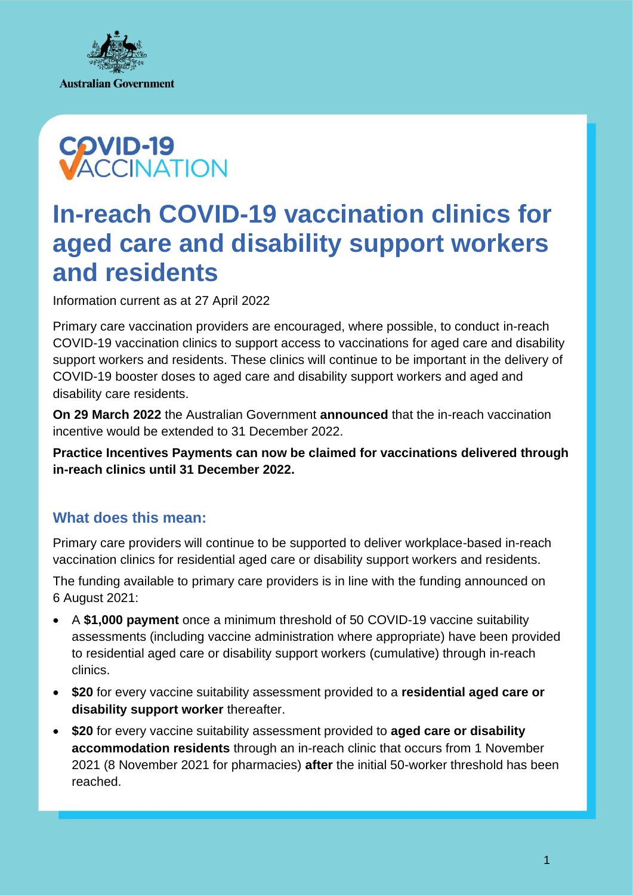Australian Government

COVID-19 VACCINATION

# In-reach COVID-19 vaccination clinics for aged care and disability support workers and residents

Information current as at 27 April 2022

Primary care vaccination providers are encouraged, where possible, to conduct in-reach COVID-19 vaccination clinics to support access to vaccinations for aged care and disability support workers and residents. These clinics will continue to be important in the delivery of COVID-19 booster doses to aged care and disability support workers and aged and disability care residents.

**On 29 March 2022** the Australian Government **announced** that the in-reach vaccination incentive would be extended to 31 December 2022.

**Practice Incentives Payments can now be claimed for vaccinations delivered through in-reach clinics until 31 December 2022.**

## What does this mean:

Primary care providers will continue to be supported to deliver workplace-based in-reach vaccination clinics for residential aged care or disability support workers and residents.

The funding available to primary care providers is in line with the funding announced on 6 August 2021:

- A **$1,000 payment** once a minimum threshold of 50 COVID-19 vaccine suitability assessments (including vaccine administration where appropriate) have been provided to residential aged care or disability support workers (cumulative) through in-reach clinics.
- **$20** for every vaccine suitability assessment provided to a **residential aged care or disability support worker** thereafter.
- **$20** for every vaccine suitability assessment provided to **aged care or disability accommodation residents** through an in-reach clinic that occurs from 1 November 2021 (8 November 2021 for pharmacies) **after** the initial 50-worker threshold has been reached.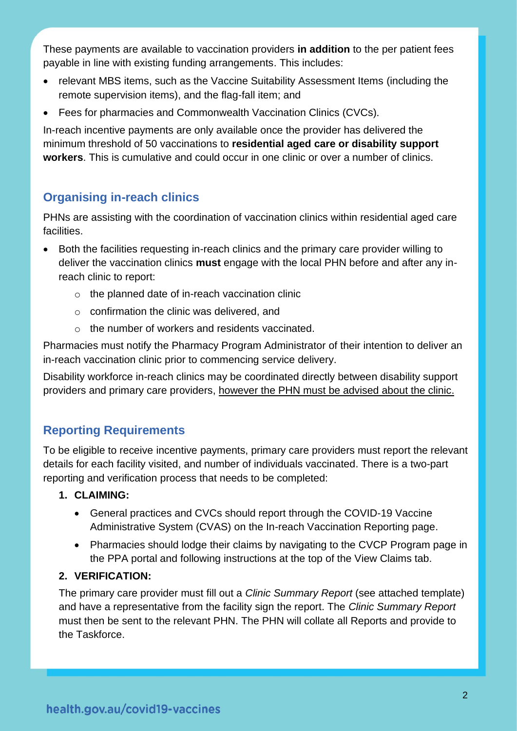These payments are available to vaccination providers **in addition** to the per patient fees payable in line with existing funding arrangements. This includes:

- relevant MBS items, such as the Vaccine Suitability Assessment Items (including the remote supervision items), and the flag-fall item; and
- Fees for pharmacies and Commonwealth Vaccination Clinics (CVCs).

In-reach incentive payments are only available once the provider has delivered the minimum threshold of 50 vaccinations to **residential aged care or disability support workers**. This is cumulative and could occur in one clinic or over a number of clinics.

## Organising in-reach clinics

PHNs are assisting with the coordination of vaccination clinics within residential aged care facilities.

- Both the facilities requesting in-reach clinics and the primary care provider willing to deliver the vaccination clinics **must** engage with the local PHN before and after any in-reach clinic to report:
  - the planned date of in-reach vaccination clinic
  - confirmation the clinic was delivered, and
  - the number of workers and residents vaccinated.

Pharmacies must notify the Pharmacy Program Administrator of their intention to deliver an in-reach vaccination clinic prior to commencing service delivery.

Disability workforce in-reach clinics may be coordinated directly between disability support providers and primary care providers, however the PHN must be advised about the clinic.

## Reporting Requirements

To be eligible to receive incentive payments, primary care providers must report the relevant details for each facility visited, and number of individuals vaccinated. There is a two-part reporting and verification process that needs to be completed:

1. **CLAIMING:**
   - General practices and CVCs should report through the COVID-19 Vaccine Administrative System (CVAS) on the In-reach Vaccination Reporting page.
   - Pharmacies should lodge their claims by navigating to the CVCP Program page in the PPA portal and following instructions at the top of the View Claims tab.
2. **VERIFICATION:**

   The primary care provider must fill out a *Clinic Summary Report* (see attached template) and have a representative from the facility sign the report. The *Clinic Summary Report* must then be sent to the relevant PHN. The PHN will collate all Reports and provide to the Taskforce.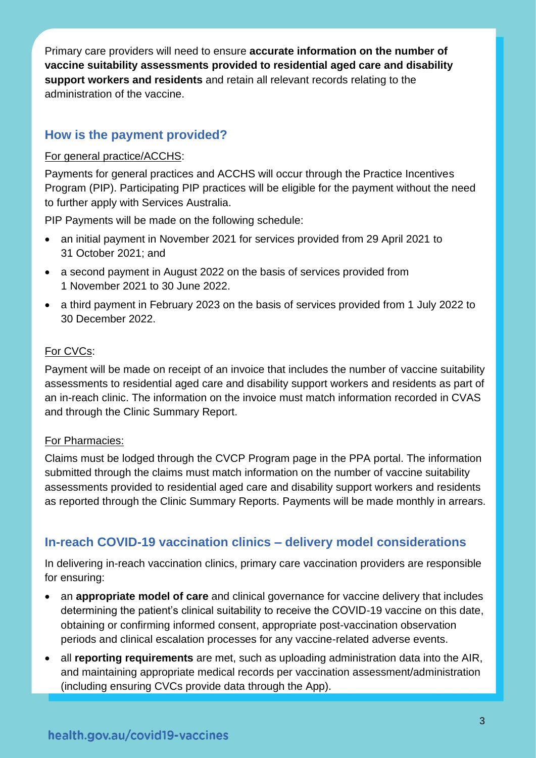Primary care providers will need to ensure **accurate information on the number of vaccine suitability assessments provided to residential aged care and disability support workers and residents** and retain all relevant records relating to the administration of the vaccine.

## How is the payment provided?

For general practice/ACCHS:

Payments for general practices and ACCHS will occur through the Practice Incentives Program (PIP). Participating PIP practices will be eligible for the payment without the need to further apply with Services Australia.

PIP Payments will be made on the following schedule:

- an initial payment in November 2021 for services provided from 29 April 2021 to 31 October 2021; and
- a second payment in August 2022 on the basis of services provided from 1 November 2021 to 30 June 2022.
- a third payment in February 2023 on the basis of services provided from 1 July 2022 to 30 December 2022.

For CVCs:

Payment will be made on receipt of an invoice that includes the number of vaccine suitability assessments to residential aged care and disability support workers and residents as part of an in-reach clinic. The information on the invoice must match information recorded in CVAS and through the Clinic Summary Report.

For Pharmacies:

Claims must be lodged through the CVCP Program page in the PPA portal. The information submitted through the claims must match information on the number of vaccine suitability assessments provided to residential aged care and disability support workers and residents as reported through the Clinic Summary Reports. Payments will be made monthly in arrears.

## In-reach COVID-19 vaccination clinics – delivery model considerations

In delivering in-reach vaccination clinics, primary care vaccination providers are responsible for ensuring:

- an **appropriate model of care** and clinical governance for vaccine delivery that includes determining the patient's clinical suitability to receive the COVID-19 vaccine on this date, obtaining or confirming informed consent, appropriate post-vaccination observation periods and clinical escalation processes for any vaccine-related adverse events.
- all **reporting requirements** are met, such as uploading administration data into the AIR, and maintaining appropriate medical records per vaccination assessment/administration (including ensuring CVCs provide data through the App).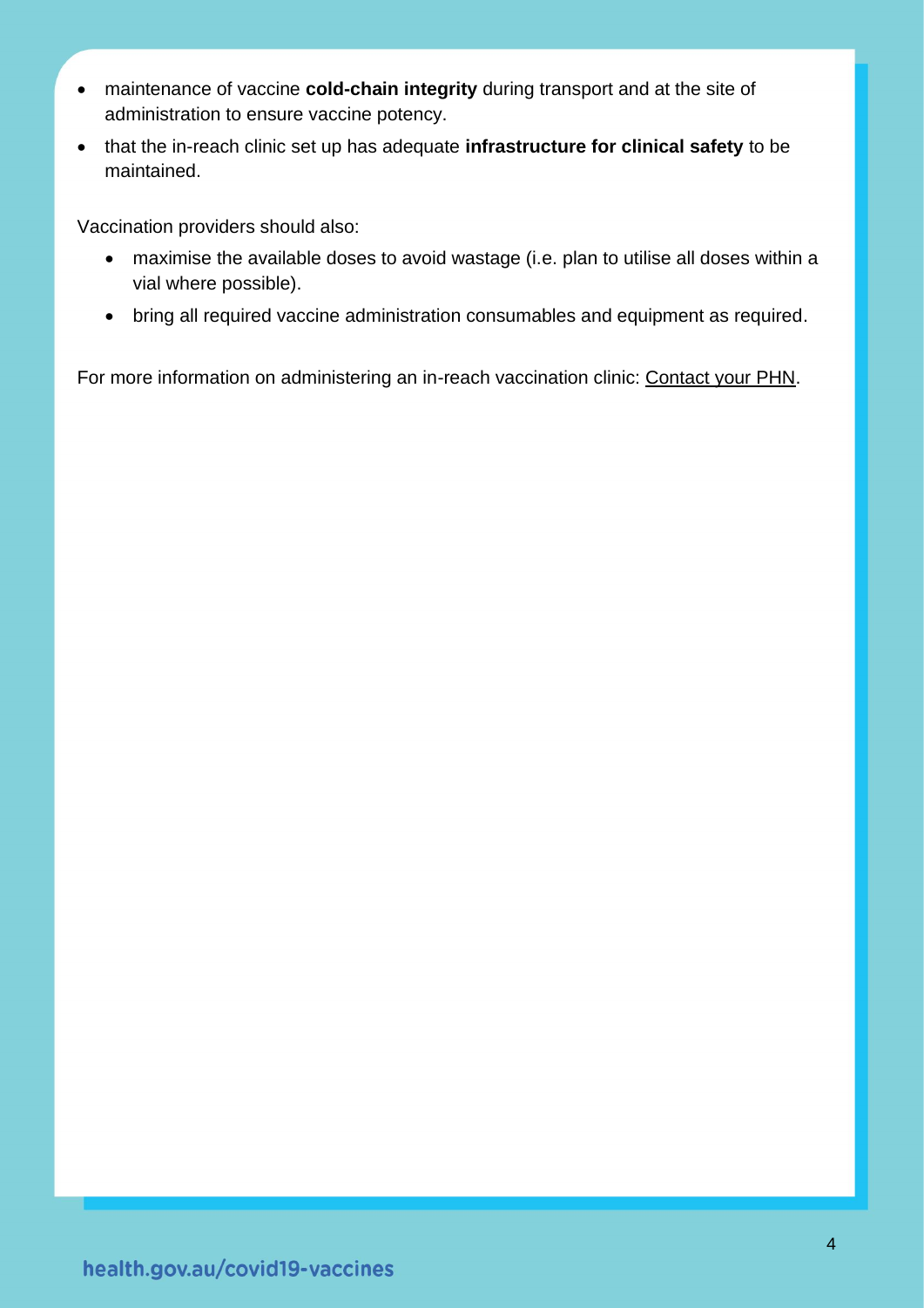- maintenance of vaccine **cold-chain integrity** during transport and at the site of administration to ensure vaccine potency.
- that the in-reach clinic set up has adequate **infrastructure for clinical safety** to be maintained.

Vaccination providers should also:

- maximise the available doses to avoid wastage (i.e. plan to utilise all doses within a vial where possible).
- bring all required vaccine administration consumables and equipment as required.

For more information on administering an in-reach vaccination clinic: Contact your PHN.